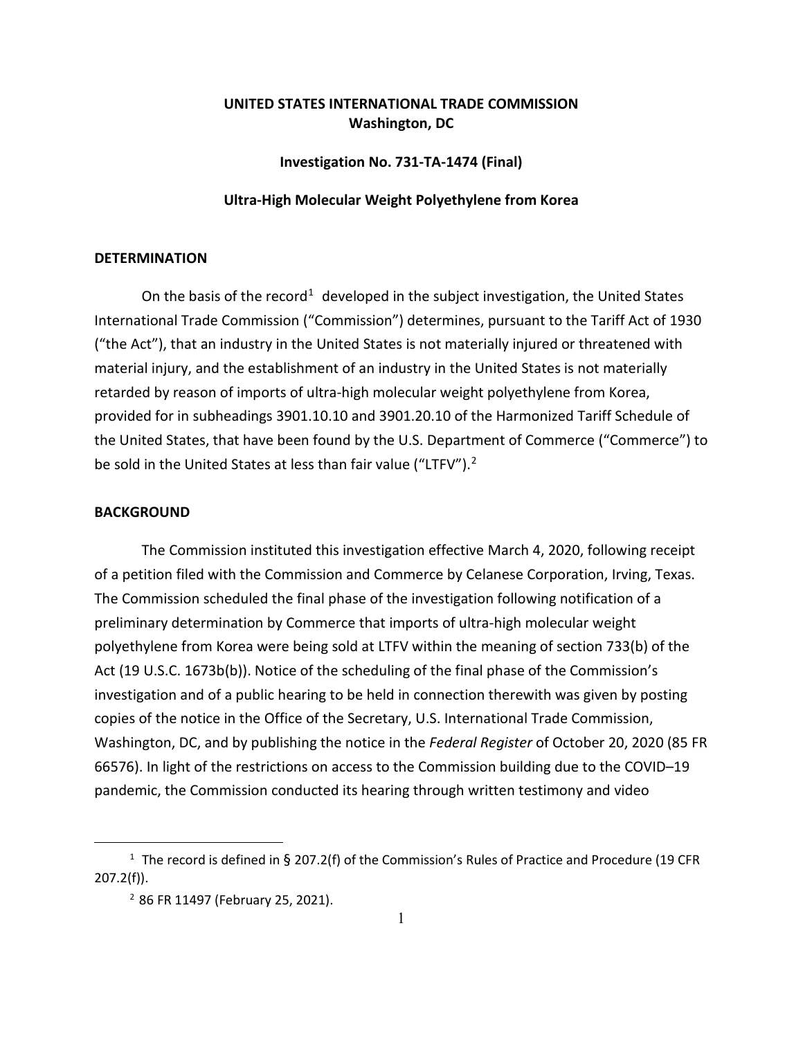**UNITED STATES INTERNATIONAL TRADE COMMISSION**
**Washington, DC**

**Investigation No. 731-TA-1474 (Final)**

**Ultra-High Molecular Weight Polyethylene from Korea**

## DETERMINATION

On the basis of the record[1] developed in the subject investigation, the United States International Trade Commission ("Commission") determines, pursuant to the Tariff Act of 1930 ("the Act"), that an industry in the United States is not materially injured or threatened with material injury, and the establishment of an industry in the United States is not materially retarded by reason of imports of ultra-high molecular weight polyethylene from Korea, provided for in subheadings 3901.10.10 and 3901.20.10 of the Harmonized Tariff Schedule of the United States, that have been found by the U.S. Department of Commerce ("Commerce") to be sold in the United States at less than fair value ("LTFV").[2]

## BACKGROUND

The Commission instituted this investigation effective March 4, 2020, following receipt of a petition filed with the Commission and Commerce by Celanese Corporation, Irving, Texas. The Commission scheduled the final phase of the investigation following notification of a preliminary determination by Commerce that imports of ultra-high molecular weight polyethylene from Korea were being sold at LTFV within the meaning of section 733(b) of the Act (19 U.S.C. 1673b(b)). Notice of the scheduling of the final phase of the Commission's investigation and of a public hearing to be held in connection therewith was given by posting copies of the notice in the Office of the Secretary, U.S. International Trade Commission, Washington, DC, and by publishing the notice in the *Federal Register* of October 20, 2020 (85 FR 66576). In light of the restrictions on access to the Commission building due to the COVID–19 pandemic, the Commission conducted its hearing through written testimony and video

---

[1] The record is defined in § 207.2(f) of the Commission's Rules of Practice and Procedure (19 CFR 207.2(f)).

[2] 86 FR 11497 (February 25, 2021).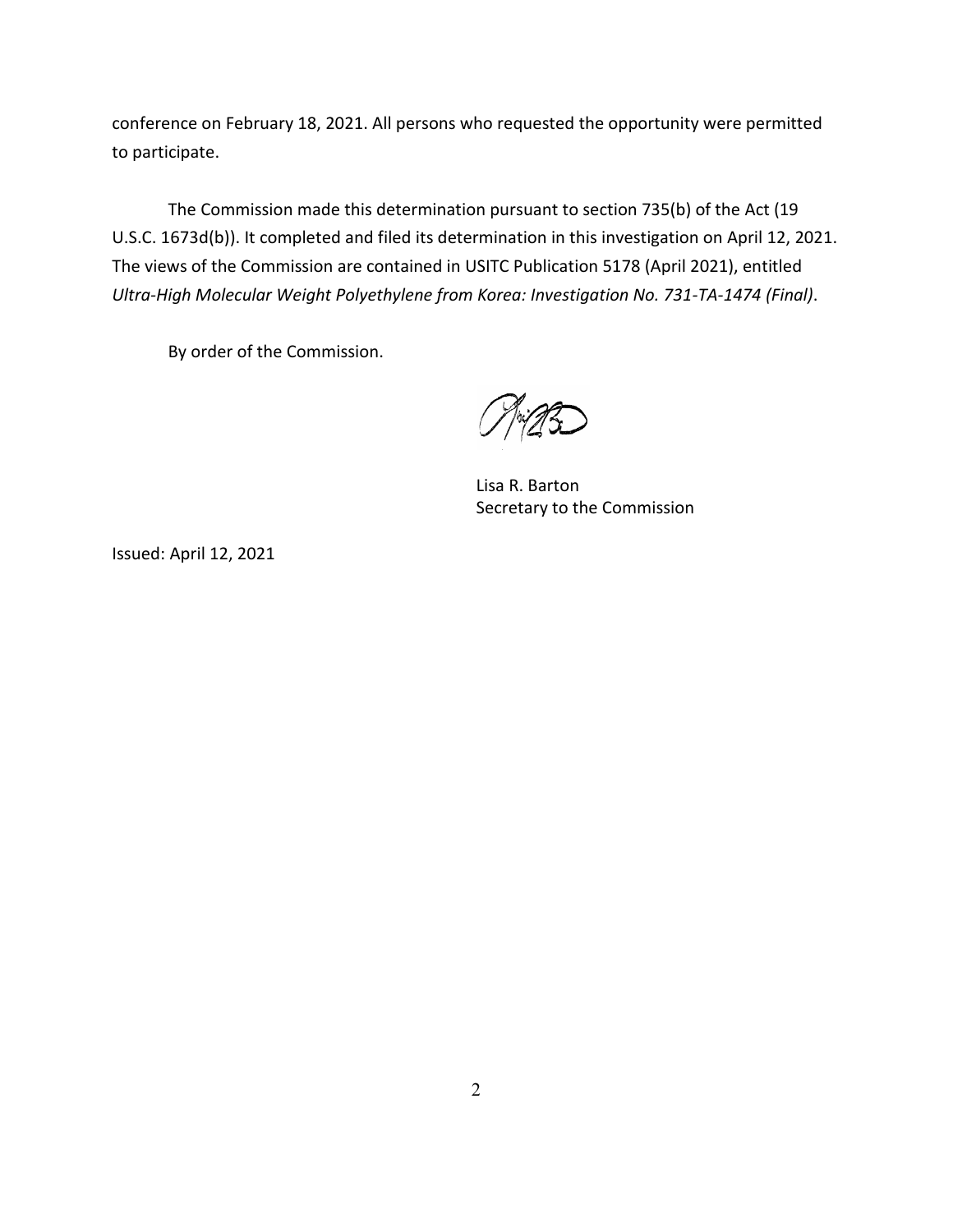conference on February 18, 2021. All persons who requested the opportunity were permitted to participate.

The Commission made this determination pursuant to section 735(b) of the Act (19 U.S.C. 1673d(b)). It completed and filed its determination in this investigation on April 12, 2021. The views of the Commission are contained in USITC Publication 5178 (April 2021), entitled *Ultra-High Molecular Weight Polyethylene from Korea: Investigation No. 731-TA-1474 (Final)*.

By order of the Commission.

Lisa R. Barton
Secretary to the Commission

Issued: April 12, 2021